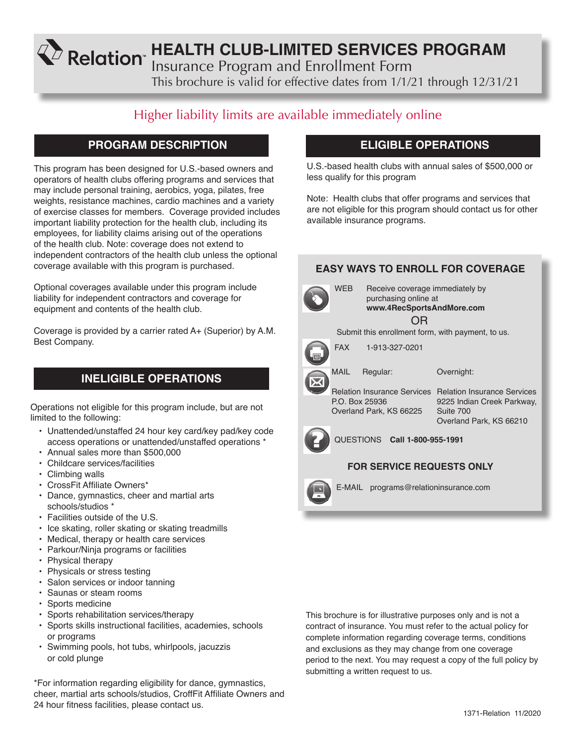# HEALTH CLUB-LIMITED SERVICES PROGRAM

Relation™

Insurance Program and Enrollment Form

This brochure is valid for effective dates from 1/1/21 through 12/31/21

Higher liability limits are available immediately online

## PROGRAM DESCRIPTION

This program has been designed for U.S.-based owners and operators of health clubs offering programs and services that may include personal training, aerobics, yoga, pilates, free weights, resistance machines, cardio machines and a variety of exercise classes for members. Coverage provided includes important liability protection for the health club, including its employees, for liability claims arising out of the operations of the health club. Note: coverage does not extend to independent contractors of the health club unless the optional coverage available with this program is purchased.

Optional coverages available under this program include liability for independent contractors and coverage for equipment and contents of the health club.

Coverage is provided by a carrier rated A+ (Superior) by A.M. Best Company.

## INELIGIBLE OPERATIONS

Operations not eligible for this program include, but are not limited to the following:

- Unattended/unstaffed 24 hour key card/key pad/key code access operations or unattended/unstaffed operations *
- Annual sales more than $500,000
- Childcare services/facilities
- Climbing walls
- CrossFit Affiliate Owners*
- Dance, gymnastics, cheer and martial arts schools/studios *
- Facilities outside of the U.S.
- Ice skating, roller skating or skating treadmills
- Medical, therapy or health care services
- Parkour/Ninja programs or facilities
- Physical therapy
- Physicals or stress testing
- Salon services or indoor tanning
- Saunas or steam rooms
- Sports medicine
- Sports rehabilitation services/therapy
- Sports skills instructional facilities, academies, schools or programs
- Swimming pools, hot tubs, whirlpools, jacuzzis or cold plunge

*For information regarding eligibility for dance, gymnastics, cheer, martial arts schools/studios, CroffFit Affiliate Owners and 24 hour fitness facilities, please contact us.

## ELIGIBLE OPERATIONS

U.S.-based health clubs with annual sales of $500,000 or less qualify for this program

Note: Health clubs that offer programs and services that are not eligible for this program should contact us for other available insurance programs.

### EASY WAYS TO ENROLL FOR COVERAGE

**WEB** Receive coverage immediately by purchasing online at **www.4RecSportsAndMore.com**

OR

Submit this enrollment form, with payment, to us.

**FAX** 1-913-327-0201

**MAIL**

| Regular: | Overnight: |
|---|---|
| Relation Insurance Services<br>P.O. Box 25936<br>Overland Park, KS 66225 | Relation Insurance Services<br>9225 Indian Creek Parkway, Suite 700<br>Overland Park, KS 66210 |

**QUESTIONS** **Call 1-800-955-1991**

### FOR SERVICE REQUESTS ONLY

**E-MAIL** programs@relationinsurance.com

This brochure is for illustrative purposes only and is not a contract of insurance. You must refer to the actual policy for complete information regarding coverage terms, conditions and exclusions as they may change from one coverage period to the next. You may request a copy of the full policy by submitting a written request to us.

1371-Relation 11/2020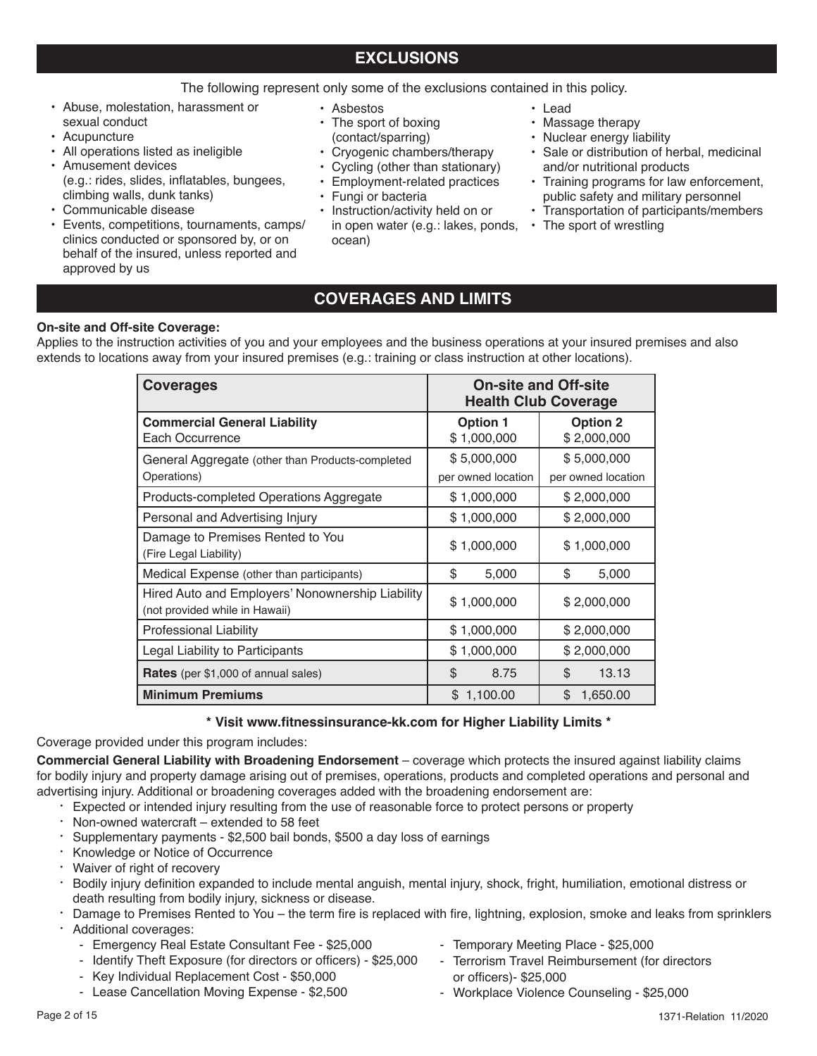## EXCLUSIONS

The following represent only some of the exclusions contained in this policy.

- Abuse, molestation, harassment or sexual conduct
- Acupuncture
- All operations listed as ineligible
- Amusement devices (e.g.: rides, slides, inflatables, bungees, climbing walls, dunk tanks)
- Communicable disease
- Events, competitions, tournaments, camps/clinics conducted or sponsored by, or on behalf of the insured, unless reported and approved by us
- Asbestos
- The sport of boxing (contact/sparring)
- Cryogenic chambers/therapy
- Cycling (other than stationary)
- Employment-related practices
- Fungi or bacteria
- Instruction/activity held on or in open water (e.g.: lakes, ponds, ocean)
- Lead
- Massage therapy
- Nuclear energy liability
- Sale or distribution of herbal, medicinal and/or nutritional products
- Training programs for law enforcement, public safety and military personnel
- Transportation of participants/members
- The sport of wrestling

## COVERAGES AND LIMITS

**On-site and Off-site Coverage:**
Applies to the instruction activities of you and your employees and the business operations at your insured premises and also extends to locations away from your insured premises (e.g.: training or class instruction at other locations).

| Coverages | On-site and Off-site Health Club Coverage | |
|---|---|---|
| **Commercial General Liability** Each Occurrence | **Option 1** $ 1,000,000 | **Option 2** $ 2,000,000 |
| General Aggregate (other than Products-completed Operations) | $ 5,000,000 per owned location | $ 5,000,000 per owned location |
| Products-completed Operations Aggregate | $ 1,000,000 | $ 2,000,000 |
| Personal and Advertising Injury | $ 1,000,000 | $ 2,000,000 |
| Damage to Premises Rented to You (Fire Legal Liability) | $ 1,000,000 | $ 1,000,000 |
| Medical Expense (other than participants) | $ 5,000 | $ 5,000 |
| Hired Auto and Employers' Nonownership Liability (not provided while in Hawaii) | $ 1,000,000 | $ 2,000,000 |
| Professional Liability | $ 1,000,000 | $ 2,000,000 |
| Legal Liability to Participants | $ 1,000,000 | $ 2,000,000 |
| **Rates** (per $1,000 of annual sales) | $ 8.75 | $ 13.13 |
| **Minimum Premiums** | $ 1,100.00 | $ 1,650.00 |

**\* Visit www.fitnessinsurance-kk.com for Higher Liability Limits \***

Coverage provided under this program includes:

**Commercial General Liability with Broadening Endorsement** – coverage which protects the insured against liability claims for bodily injury and property damage arising out of premises, operations, products and completed operations and personal and advertising injury. Additional or broadening coverages added with the broadening endorsement are:

- Expected or intended injury resulting from the use of reasonable force to protect persons or property
- Non-owned watercraft – extended to 58 feet
- Supplementary payments - $2,500 bail bonds, $500 a day loss of earnings
- Knowledge or Notice of Occurrence
- Waiver of right of recovery
- Bodily injury definition expanded to include mental anguish, mental injury, shock, fright, humiliation, emotional distress or death resulting from bodily injury, sickness or disease.
- Damage to Premises Rented to You – the term fire is replaced with fire, lightning, explosion, smoke and leaks from sprinklers
- Additional coverages:
  - Emergency Real Estate Consultant Fee - $25,000
  - Identify Theft Exposure (for directors or officers) - $25,000
  - Key Individual Replacement Cost - $50,000
  - Lease Cancellation Moving Expense - $2,500
  - Temporary Meeting Place - $25,000
  - Terrorism Travel Reimbursement (for directors or officers)- $25,000
  - Workplace Violence Counseling - $25,000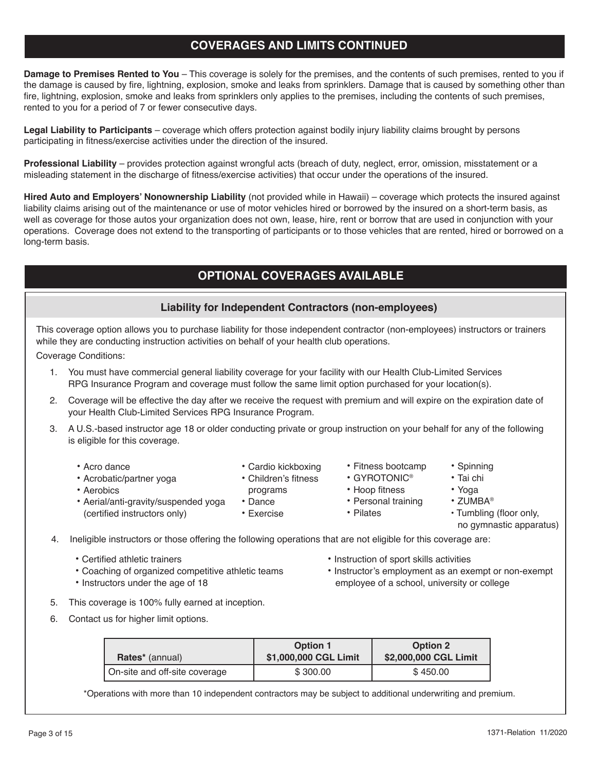## COVERAGES AND LIMITS CONTINUED

**Damage to Premises Rented to You** – This coverage is solely for the premises, and the contents of such premises, rented to you if the damage is caused by fire, lightning, explosion, smoke and leaks from sprinklers. Damage that is caused by something other than fire, lightning, explosion, smoke and leaks from sprinklers only applies to the premises, including the contents of such premises, rented to you for a period of 7 or fewer consecutive days.

**Legal Liability to Participants** – coverage which offers protection against bodily injury liability claims brought by persons participating in fitness/exercise activities under the direction of the insured.

**Professional Liability** – provides protection against wrongful acts (breach of duty, neglect, error, omission, misstatement or a misleading statement in the discharge of fitness/exercise activities) that occur under the operations of the insured.

**Hired Auto and Employers' Nonownership Liability** (not provided while in Hawaii) – coverage which protects the insured against liability claims arising out of the maintenance or use of motor vehicles hired or borrowed by the insured on a short-term basis, as well as coverage for those autos your organization does not own, lease, hire, rent or borrow that are used in conjunction with your operations. Coverage does not extend to the transporting of participants or to those vehicles that are rented, hired or borrowed on a long-term basis.

## OPTIONAL COVERAGES AVAILABLE

### Liability for Independent Contractors (non-employees)

This coverage option allows you to purchase liability for those independent contractor (non-employees) instructors or trainers while they are conducting instruction activities on behalf of your health club operations.

Coverage Conditions:

1. You must have commercial general liability coverage for your facility with our Health Club-Limited Services RPG Insurance Program and coverage must follow the same limit option purchased for your location(s).
2. Coverage will be effective the day after we receive the request with premium and will expire on the expiration date of your Health Club-Limited Services RPG Insurance Program.
3. A U.S.-based instructor age 18 or older conducting private or group instruction on your behalf for any of the following is eligible for this coverage.
   - Acro dance
   - Acrobatic/partner yoga
   - Aerobics
   - Aerial/anti-gravity/suspended yoga (certified instructors only)
   - Cardio kickboxing
   - Children's fitness programs
   - Dance
   - Exercise
   - Fitness bootcamp
   - GYROTONIC®
   - Hoop fitness
   - Personal training
   - Pilates
   - Spinning
   - Tai chi
   - Yoga
   - ZUMBA®
   - Tumbling (floor only, no gymnastic apparatus)
4. Ineligible instructors or those offering the following operations that are not eligible for this coverage are:
   - Certified athletic trainers
   - Coaching of organized competitive athletic teams
   - Instructors under the age of 18
   - Instruction of sport skills activities
   - Instructor's employment as an exempt or non-exempt employee of a school, university or college
5. This coverage is 100% fully earned at inception.
6. Contact us for higher limit options.

| **Rates*** (annual) | **Option 1 $1,000,000 CGL Limit** | **Option 2 $2,000,000 CGL Limit** |
|---|---|---|
| On-site and off-site coverage | $ 300.00 | $ 450.00 |

*Operations with more than 10 independent contractors may be subject to additional underwriting and premium.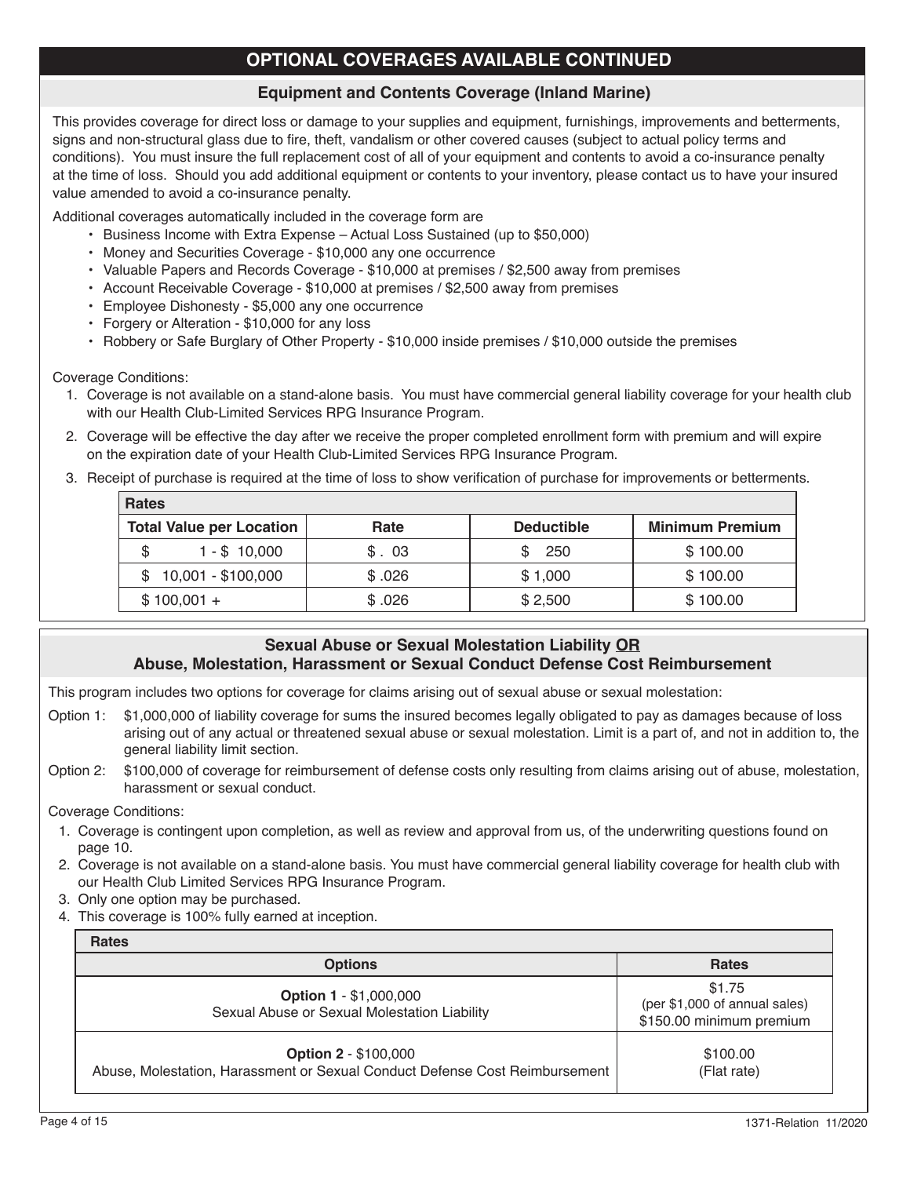## OPTIONAL COVERAGES AVAILABLE CONTINUED

### Equipment and Contents Coverage (Inland Marine)

This provides coverage for direct loss or damage to your supplies and equipment, furnishings, improvements and betterments, signs and non-structural glass due to fire, theft, vandalism or other covered causes (subject to actual policy terms and conditions). You must insure the full replacement cost of all of your equipment and contents to avoid a co-insurance penalty at the time of loss. Should you add additional equipment or contents to your inventory, please contact us to have your insured value amended to avoid a co-insurance penalty.

Additional coverages automatically included in the coverage form are

- Business Income with Extra Expense – Actual Loss Sustained (up to $50,000)
- Money and Securities Coverage - $10,000 any one occurrence
- Valuable Papers and Records Coverage - $10,000 at premises / $2,500 away from premises
- Account Receivable Coverage - $10,000 at premises / $2,500 away from premises
- Employee Dishonesty - $5,000 any one occurrence
- Forgery or Alteration - $10,000 for any loss
- Robbery or Safe Burglary of Other Property - $10,000 inside premises / $10,000 outside the premises

Coverage Conditions:

1. Coverage is not available on a stand-alone basis. You must have commercial general liability coverage for your health club with our Health Club-Limited Services RPG Insurance Program.
2. Coverage will be effective the day after we receive the proper completed enrollment form with premium and will expire on the expiration date of your Health Club-Limited Services RPG Insurance Program.
3. Receipt of purchase is required at the time of loss to show verification of purchase for improvements or betterments.

**Rates**

| Total Value per Location | Rate | Deductible | Minimum Premium |
|---|---|---|---|
| $ 1 - $ 10,000 | $ . 03 | $ 250 | $ 100.00 |
| $ 10,001 - $100,000 | $ .026 | $ 1,000 | $ 100.00 |
| $ 100,001 + | $ .026 | $ 2,500 | $ 100.00 |

### Sexual Abuse or Sexual Molestation Liability OR Abuse, Molestation, Harassment or Sexual Conduct Defense Cost Reimbursement

This program includes two options for coverage for claims arising out of sexual abuse or sexual molestation:

Option 1: $1,000,000 of liability coverage for sums the insured becomes legally obligated to pay as damages because of loss arising out of any actual or threatened sexual abuse or sexual molestation. Limit is a part of, and not in addition to, the general liability limit section.

Option 2: $100,000 of coverage for reimbursement of defense costs only resulting from claims arising out of abuse, molestation, harassment or sexual conduct.

Coverage Conditions:

1. Coverage is contingent upon completion, as well as review and approval from us, of the underwriting questions found on page 10.
2. Coverage is not available on a stand-alone basis. You must have commercial general liability coverage for health club with our Health Club Limited Services RPG Insurance Program.
3. Only one option may be purchased.
4. This coverage is 100% fully earned at inception.

**Rates**

| Options | Rates |
|---|---|
| **Option 1** - $1,000,000<br>Sexual Abuse or Sexual Molestation Liability | $1.75<br>(per $1,000 of annual sales)<br>$150.00 minimum premium |
| **Option 2** - $100,000<br>Abuse, Molestation, Harassment or Sexual Conduct Defense Cost Reimbursement | $100.00<br>(Flat rate) |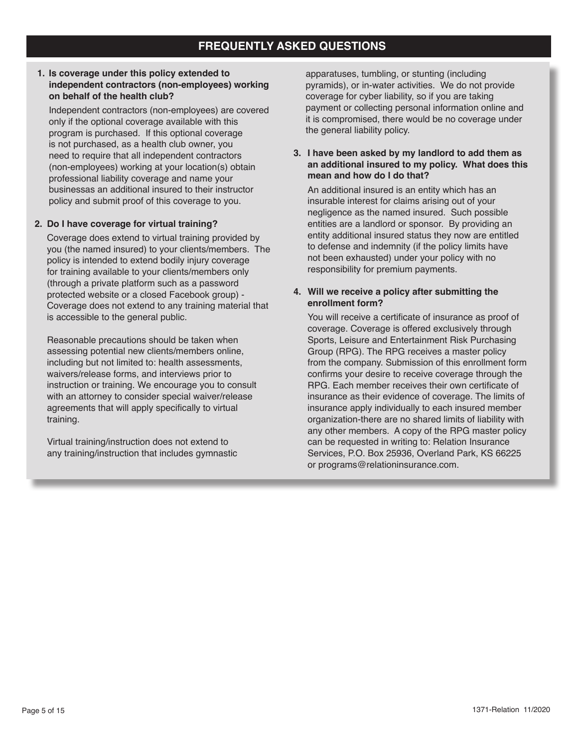## FREQUENTLY ASKED QUESTIONS

**1. Is coverage under this policy extended to independent contractors (non-employees) working on behalf of the health club?**

Independent contractors (non-employees) are covered only if the optional coverage available with this program is purchased. If this optional coverage is not purchased, as a health club owner, you need to require that all independent contractors (non-employees) working at your location(s) obtain professional liability coverage and name your businessas an additional insured to their instructor policy and submit proof of this coverage to you.

**2. Do I have coverage for virtual training?**

Coverage does extend to virtual training provided by you (the named insured) to your clients/members. The policy is intended to extend bodily injury coverage for training available to your clients/members only (through a private platform such as a password protected website or a closed Facebook group) - Coverage does not extend to any training material that is accessible to the general public.

Reasonable precautions should be taken when assessing potential new clients/members online, including but not limited to: health assessments, waivers/release forms, and interviews prior to instruction or training. We encourage you to consult with an attorney to consider special waiver/release agreements that will apply specifically to virtual training.

Virtual training/instruction does not extend to any training/instruction that includes gymnastic apparatuses, tumbling, or stunting (including pyramids), or in-water activities. We do not provide coverage for cyber liability, so if you are taking payment or collecting personal information online and it is compromised, there would be no coverage under the general liability policy.

**3. I have been asked by my landlord to add them as an additional insured to my policy. What does this mean and how do I do that?**

An additional insured is an entity which has an insurable interest for claims arising out of your negligence as the named insured. Such possible entities are a landlord or sponsor. By providing an entity additional insured status they now are entitled to defense and indemnity (if the policy limits have not been exhausted) under your policy with no responsibility for premium payments.

**4. Will we receive a policy after submitting the enrollment form?**

You will receive a certificate of insurance as proof of coverage. Coverage is offered exclusively through Sports, Leisure and Entertainment Risk Purchasing Group (RPG). The RPG receives a master policy from the company. Submission of this enrollment form confirms your desire to receive coverage through the RPG. Each member receives their own certificate of insurance as their evidence of coverage. The limits of insurance apply individually to each insured member organization-there are no shared limits of liability with any other members. A copy of the RPG master policy can be requested in writing to: Relation Insurance Services, P.O. Box 25936, Overland Park, KS 66225 or programs@relationinsurance.com.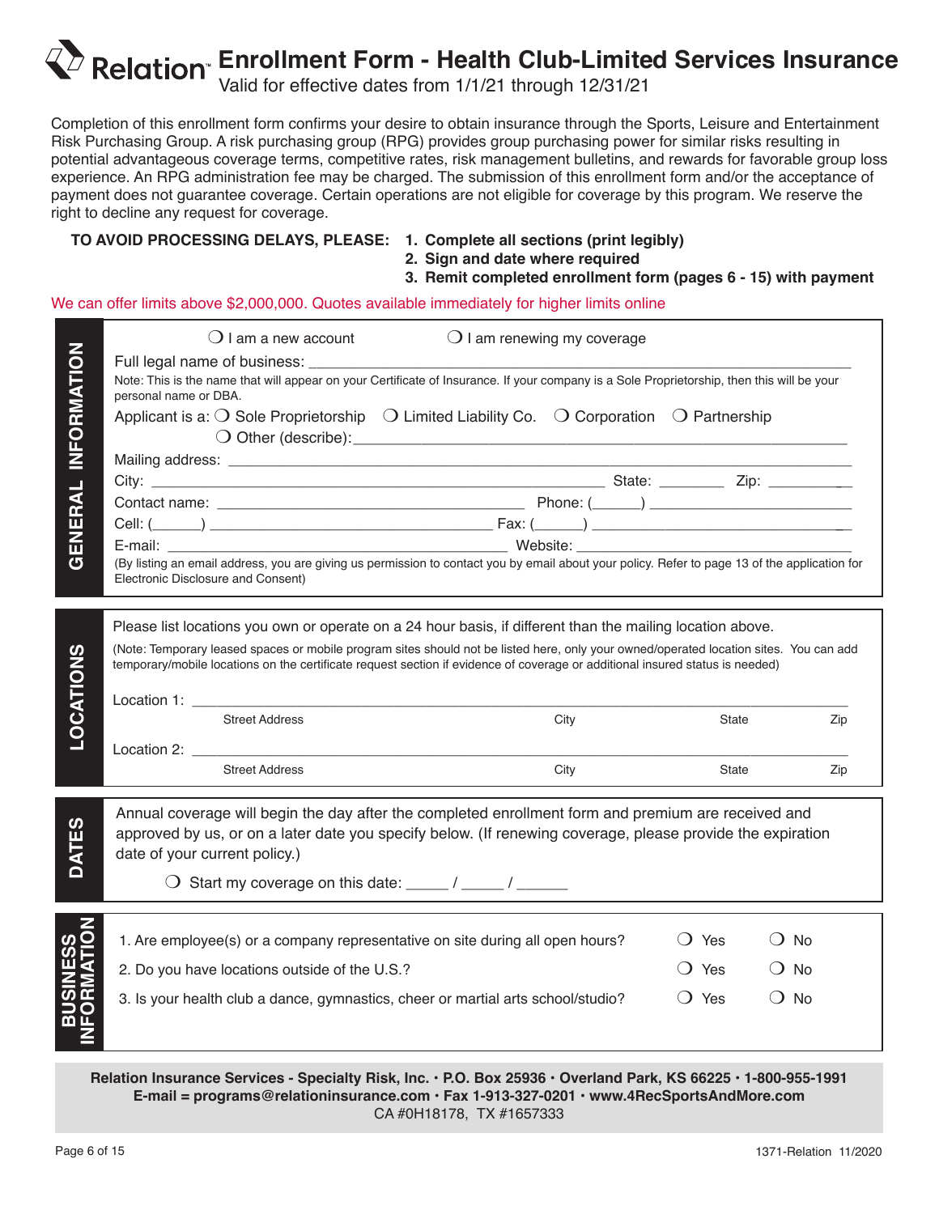# Relation Enrollment Form - Health Club-Limited Services Insurance

Valid for effective dates from 1/1/21 through 12/31/21

Completion of this enrollment form confirms your desire to obtain insurance through the Sports, Leisure and Entertainment Risk Purchasing Group. A risk purchasing group (RPG) provides group purchasing power for similar risks resulting in potential advantageous coverage terms, competitive rates, risk management bulletins, and rewards for favorable group loss experience. An RPG administration fee may be charged. The submission of this enrollment form and/or the acceptance of payment does not guarantee coverage. Certain operations are not eligible for coverage by this program. We reserve the right to decline any request for coverage.

**TO AVOID PROCESSING DELAYS, PLEASE:**
1. **Complete all sections (print legibly)**
2. **Sign and date where required**
3. **Remit completed enrollment form (pages 6 - 15) with payment**

We can offer limits above $2,000,000. Quotes available immediately for higher limits online

## GENERAL INFORMATION

❍ I am a new account ❍ I am renewing my coverage

Full legal name of business: ____________________

Note: This is the name that will appear on your Certificate of Insurance. If your company is a Sole Proprietorship, then this will be your personal name or DBA.

Applicant is a: ❍ Sole Proprietorship ❍ Limited Liability Co. ❍ Corporation ❍ Partnership
❍ Other (describe): ____________________

Mailing address: ____________________

City: ____________________ State: ________ Zip: __________

Contact name: ____________________ Phone: (______) ____________________

Cell: (______) ____________________ Fax: (______) ____________________

E-mail: ____________________ Website: ____________________

(By listing an email address, you are giving us permission to contact you by email about your policy. Refer to page 13 of the application for Electronic Disclosure and Consent)

## LOCATIONS

Please list locations you own or operate on a 24 hour basis, if different than the mailing location above.

(Note: Temporary leased spaces or mobile program sites should not be listed here, only your owned/operated location sites. You can add temporary/mobile locations on the certificate request section if evidence of coverage or additional insured status is needed)

Location 1: ____________________
Street Address City State Zip

Location 2: ____________________
Street Address City State Zip

## DATES

Annual coverage will begin the day after the completed enrollment form and premium are received and approved by us, or on a later date you specify below. (If renewing coverage, please provide the expiration date of your current policy.)

❍ Start my coverage on this date: _____ / _____ / ______

## BUSINESS INFORMATION

| | | |
|---|---|---|
| 1. Are employee(s) or a company representative on site during all open hours? | ❍ Yes | ❍ No |
| 2. Do you have locations outside of the U.S.? | ❍ Yes | ❍ No |
| 3. Is your health club a dance, gymnastics, cheer or martial arts school/studio? | ❍ Yes | ❍ No |

**Relation Insurance Services - Specialty Risk, Inc. • P.O. Box 25936 • Overland Park, KS 66225 • 1-800-955-1991**
**E-mail = programs@relationinsurance.com • Fax 1-913-327-0201 • www.4RecSportsAndMore.com**
CA #0H18178, TX #1657333

1371-Relation 11/2020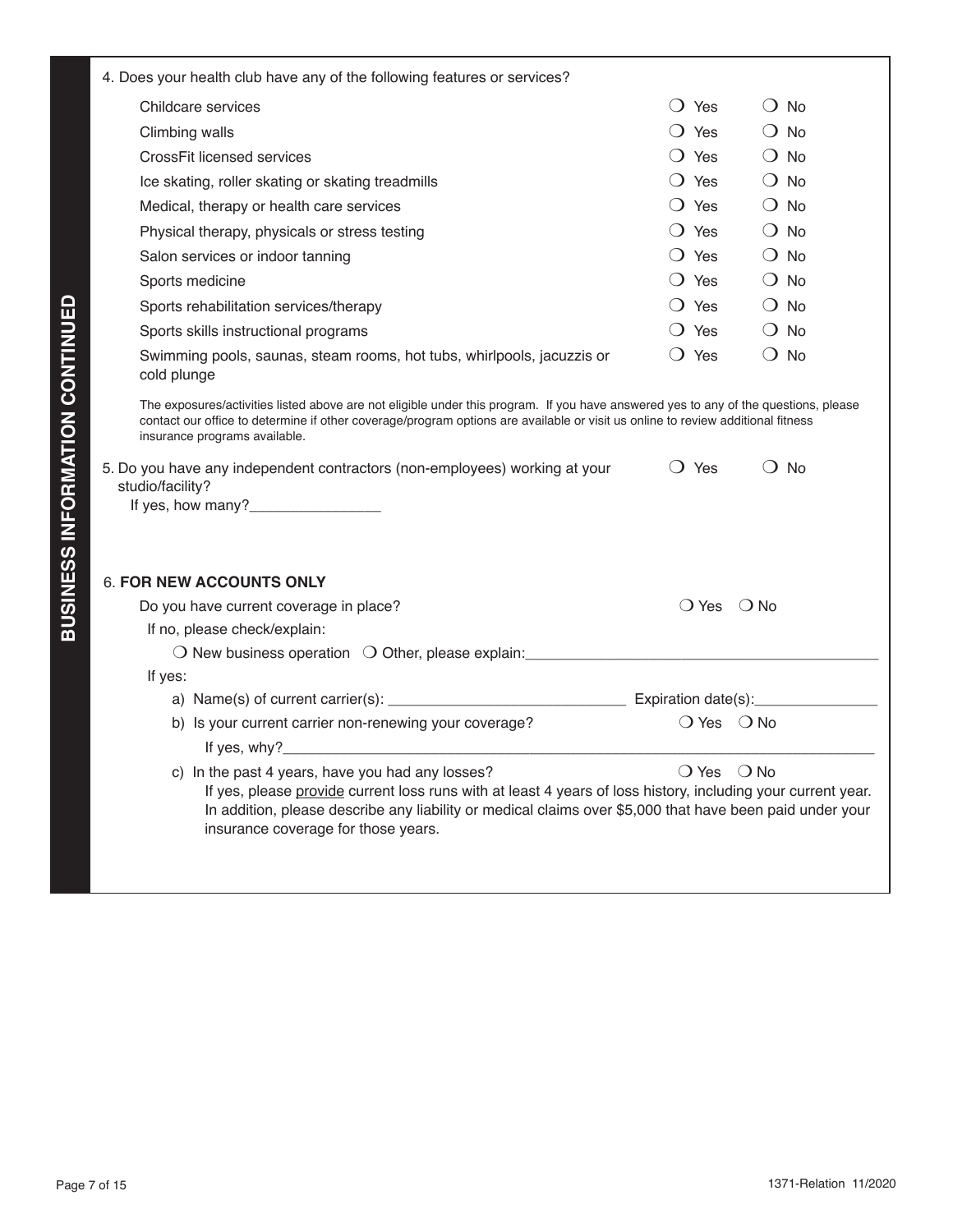## BUSINESS INFORMATION CONTINUED

4. Does your health club have any of the following features or services?

| | | |
|---|---|---|
| Childcare services | ❍ Yes | ❍ No |
| Climbing walls | ❍ Yes | ❍ No |
| CrossFit licensed services | ❍ Yes | ❍ No |
| Ice skating, roller skating or skating treadmills | ❍ Yes | ❍ No |
| Medical, therapy or health care services | ❍ Yes | ❍ No |
| Physical therapy, physicals or stress testing | ❍ Yes | ❍ No |
| Salon services or indoor tanning | ❍ Yes | ❍ No |
| Sports medicine | ❍ Yes | ❍ No |
| Sports rehabilitation services/therapy | ❍ Yes | ❍ No |
| Sports skills instructional programs | ❍ Yes | ❍ No |
| Swimming pools, saunas, steam rooms, hot tubs, whirlpools, jacuzzis or cold plunge | ❍ Yes | ❍ No |

The exposures/activities listed above are not eligible under this program. If you have answered yes to any of the questions, please contact our office to determine if other coverage/program options are available or visit us online to review additional fitness insurance programs available.

5. Do you have any independent contractors (non-employees) working at your studio/facility? ❍ Yes ❍ No

   If yes, how many?________________

6. **FOR NEW ACCOUNTS ONLY**

   Do you have current coverage in place? ❍ Yes ❍ No

   If no, please check/explain:

   ❍ New business operation ❍ Other, please explain:____________________________________________

   If yes:

   a) Name(s) of current carrier(s): _____________________________ Expiration date(s):_______________

   b) Is your current carrier non-renewing your coverage? ❍ Yes ❍ No

      If yes, why?_____________________________________________________________________________

   c) In the past 4 years, have you had any losses? ❍ Yes ❍ No

      If yes, please provide current loss runs with at least 4 years of loss history, including your current year. In addition, please describe any liability or medical claims over $5,000 that have been paid under your insurance coverage for those years.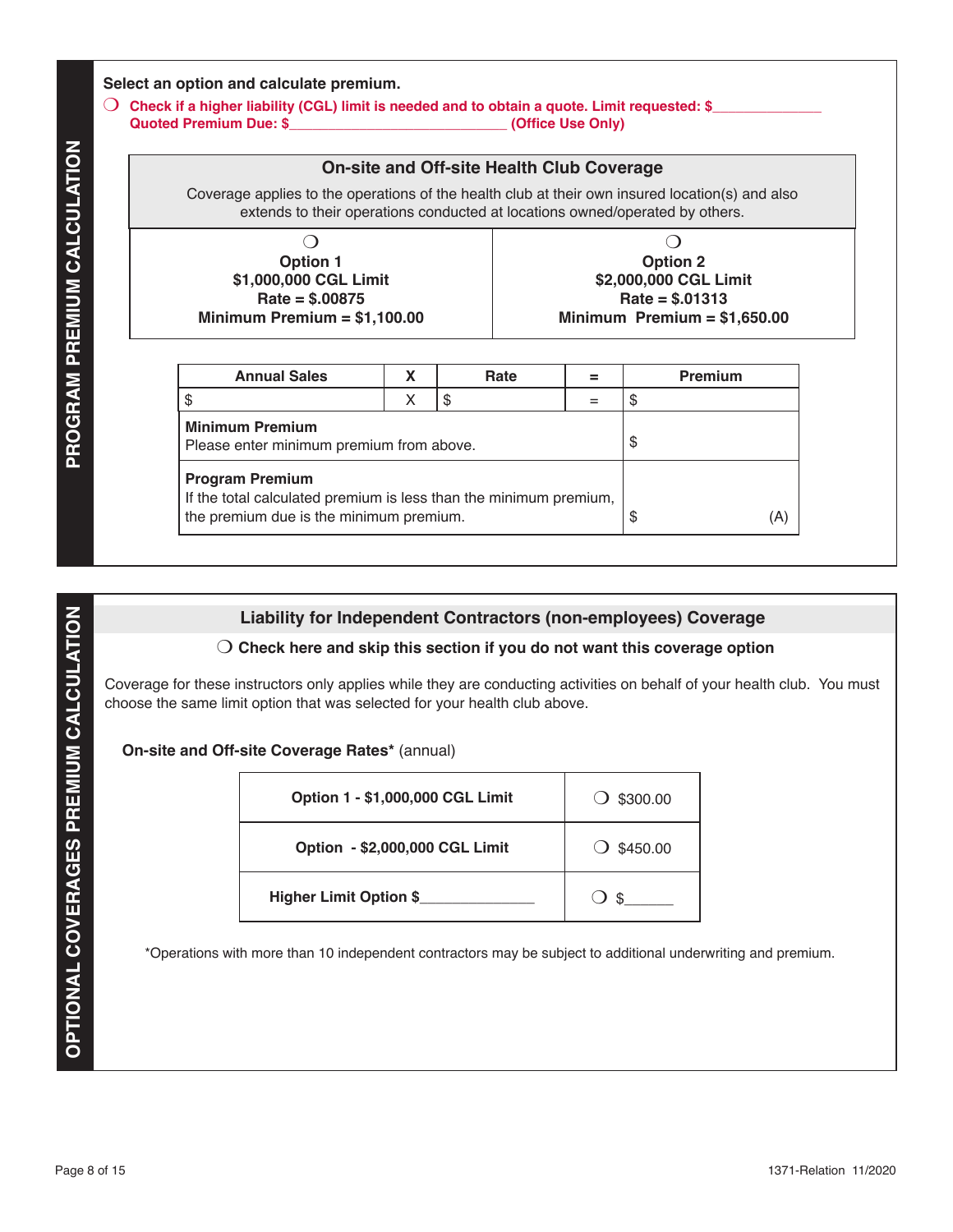## PROGRAM PREMIUM CALCULATION

**Select an option and calculate premium.**

❍ **Check if a higher liability (CGL) limit is needed and to obtain a quote. Limit requested: $______________**
**Quoted Premium Due: $____________________________ (Office Use Only)**

### On-site and Off-site Health Club Coverage

Coverage applies to the operations of the health club at their own insured location(s) and also extends to their operations conducted at locations owned/operated by others.

| ❍ **Option 1** | ❍ **Option 2** |
|---|---|
| **$1,000,000 CGL Limit** | **$2,000,000 CGL Limit** |
| **Rate = $.00875** | **Rate = $.01313** |
| **Minimum Premium = $1,100.00** | **Minimum Premium = $1,650.00** |

| Annual Sales | X | Rate | = | Premium |
|---|---|---|---|---|
| $ | X | $ | = | $ |
| **Minimum Premium** Please enter minimum premium from above. | | | | $ |
| **Program Premium** If the total calculated premium is less than the minimum premium, the premium due is the minimum premium. | | | | $ (A) |

## OPTIONAL COVERAGES PREMIUM CALCULATION

### Liability for Independent Contractors (non-employees) Coverage

❍ **Check here and skip this section if you do not want this coverage option**

Coverage for these instructors only applies while they are conducting activities on behalf of your health club. You must choose the same limit option that was selected for your health club above.

**On-site and Off-site Coverage Rates*** (annual)

| | |
|---|---|
| **Option 1 - $1,000,000 CGL Limit** | ❍ $300.00 |
| **Option - $2,000,000 CGL Limit** | ❍ $450.00 |
| **Higher Limit Option $______________** | ❍ $______ |

*Operations with more than 10 independent contractors may be subject to additional underwriting and premium.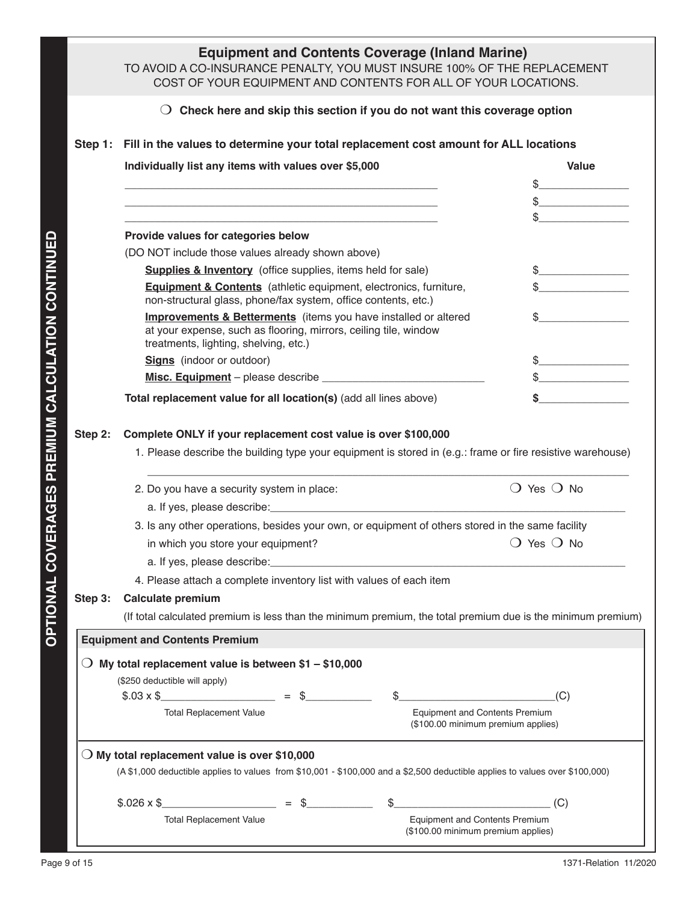**OPTIONAL COVERAGES PREMIUM CALCULATION CONTINUED**

## Equipment and Contents Coverage (Inland Marine)

TO AVOID A CO-INSURANCE PENALTY, YOU MUST INSURE 100% OF THE REPLACEMENT COST OF YOUR EQUIPMENT AND CONTENTS FOR ALL OF YOUR LOCATIONS.

❍ **Check here and skip this section if you do not want this coverage option**

**Step 1: Fill in the values to determine your total replacement cost amount for ALL locations**

| **Individually list any items with values over $5,000** | **Value** |
|---|---|
| ____________________________________________ | $______________ |
| ____________________________________________ | $______________ |
| ____________________________________________ | $______________ |

**Provide values for categories below**

(DO NOT include those values already shown above)

| | |
|---|---|
| **Supplies & Inventory** (office supplies, items held for sale) | $______________ |
| **Equipment & Contents** (athletic equipment, electronics, furniture, non-structural glass, phone/fax system, office contents, etc.) | $______________ |
| **Improvements & Betterments** (items you have installed or altered at your expense, such as flooring, mirrors, ceiling tile, window treatments, lighting, shelving, etc.) | $______________ |
| **Signs** (indoor or outdoor) | $______________ |
| **Misc. Equipment** – please describe ______________________ | $______________ |
| **Total replacement value for all location(s)** (add all lines above) | **$______________** |

**Step 2: Complete ONLY if your replacement cost value is over $100,000**

1. Please describe the building type your equipment is stored in (e.g.: frame or fire resistive warehouse)

   ______________________________________________________________________

2. Do you have a security system in place: ❍ Yes ❍ No

   a. If yes, please describe:______________________________________________

3. Is any other operations, besides your own, or equipment of others stored in the same facility in which you store your equipment? ❍ Yes ❍ No

   a. If yes, please describe:______________________________________________

4. Please attach a complete inventory list with values of each item

**Step 3: Calculate premium**

(If total calculated premium is less than the minimum premium, the total premium due is the minimum premium)

### Equipment and Contents Premium

❍ **My total replacement value is between $1 – $10,000**

($250 deductible will apply)

$.03 x $__________________ = $__________ $________________________(C)

Total Replacement Value — Equipment and Contents Premium ($100.00 minimum premium applies)

❍ **My total replacement value is over $10,000**

(A $1,000 deductible applies to values from $10,001 - $100,000 and a $2,500 deductible applies to values over $100,000)

$.026 x $__________________ = $__________ $________________________ (C)

Total Replacement Value — Equipment and Contents Premium ($100.00 minimum premium applies)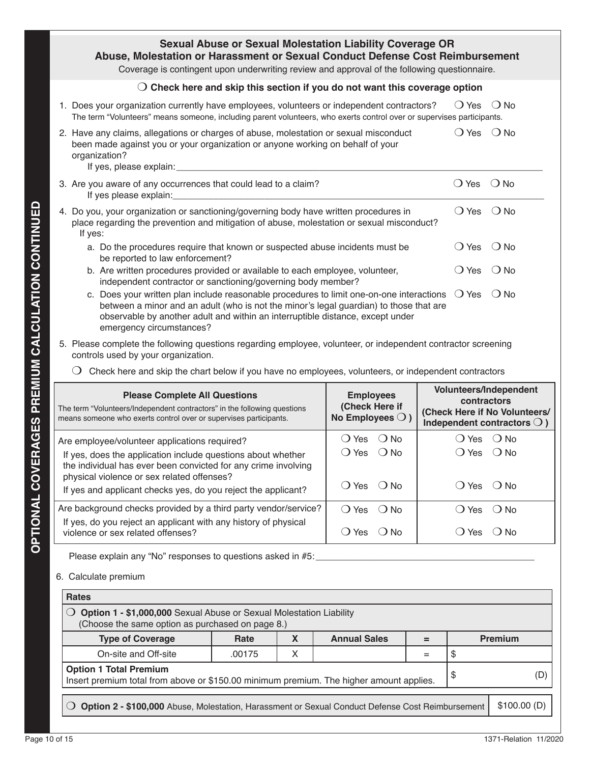OPTIONAL COVERAGES PREMIUM CALCULATION CONTINUED

## Sexual Abuse or Sexual Molestation Liability Coverage OR Abuse, Molestation or Harassment or Sexual Conduct Defense Cost Reimbursement

Coverage is contingent upon underwriting review and approval of the following questionnaire.

❍ **Check here and skip this section if you do not want this coverage option**

1. Does your organization currently have employees, volunteers or independent contractors? ❍ Yes ❍ No
   The term "Volunteers" means someone, including parent volunteers, who exerts control over or supervises participants.
2. Have any claims, allegations or charges of abuse, molestation or sexual misconduct been made against you or your organization or anyone working on behalf of your organization? ❍ Yes ❍ No
   If yes, please explain: \_\_\_\_\_\_\_\_\_\_\_\_\_\_\_\_\_\_\_\_
3. Are you aware of any occurrences that could lead to a claim? ❍ Yes ❍ No
   If yes please explain: \_\_\_\_\_\_\_\_\_\_\_\_\_\_\_\_\_\_\_\_
4. Do you, your organization or sanctioning/governing body have written procedures in place regarding the prevention and mitigation of abuse, molestation or sexual misconduct? ❍ Yes ❍ No
   If yes:
   a. Do the procedures require that known or suspected abuse incidents must be reported to law enforcement? ❍ Yes ❍ No
   b. Are written procedures provided or available to each employee, volunteer, independent contractor or sanctioning/governing body member? ❍ Yes ❍ No
   c. Does your written plan include reasonable procedures to limit one-on-one interactions between a minor and an adult (who is not the minor's legal guardian) to those that are observable by another adult and within an interruptible distance, except under emergency circumstances? ❍ Yes ❍ No
5. Please complete the following questions regarding employee, volunteer, or independent contractor screening controls used by your organization.

   ❍ Check here and skip the chart below if you have no employees, volunteers, or independent contractors

| **Please Complete All Questions** The term "Volunteers/Independent contractors" in the following questions means someone who exerts control over or supervises participants. | **Employees (Check Here if No Employees ❍ )** | **Volunteers/Independent contractors (Check Here if No Volunteers/ Independent contractors ❍ )** |
|---|---|---|
| Are employee/volunteer applications required? | ❍ Yes ❍ No | ❍ Yes ❍ No |
| If yes, does the application include questions about whether the individual has ever been convicted for any crime involving physical violence or sex related offenses? | ❍ Yes ❍ No | ❍ Yes ❍ No |
| If yes and applicant checks yes, do you reject the applicant? | ❍ Yes ❍ No | ❍ Yes ❍ No |
| Are background checks provided by a third party vendor/service? | ❍ Yes ❍ No | ❍ Yes ❍ No |
| If yes, do you reject an applicant with any history of physical violence or sex related offenses? | ❍ Yes ❍ No | ❍ Yes ❍ No |

Please explain any "No" responses to questions asked in #5: \_\_\_\_\_\_\_\_\_\_\_\_\_\_\_\_\_\_\_\_

6. Calculate premium

| **Rates** | | | | | |
|---|---|---|---|---|---|
| ❍ **Option 1 - $1,000,000** Sexual Abuse or Sexual Molestation Liability (Choose the same option as purchased on page 8.) | | | | | |
| **Type of Coverage** | **Rate** | **X** | **Annual Sales** | **=** | **Premium** |
| On-site and Off-site | .00175 | X | | = | $ |
| **Option 1 Total Premium** Insert premium total from above or $150.00 minimum premium. The higher amount applies. | | | | | $ (D) |

| | |
|---|---|
| ❍ **Option 2 - $100,000** Abuse, Molestation, Harassment or Sexual Conduct Defense Cost Reimbursement | $100.00 (D) |

1371-Relation 11/2020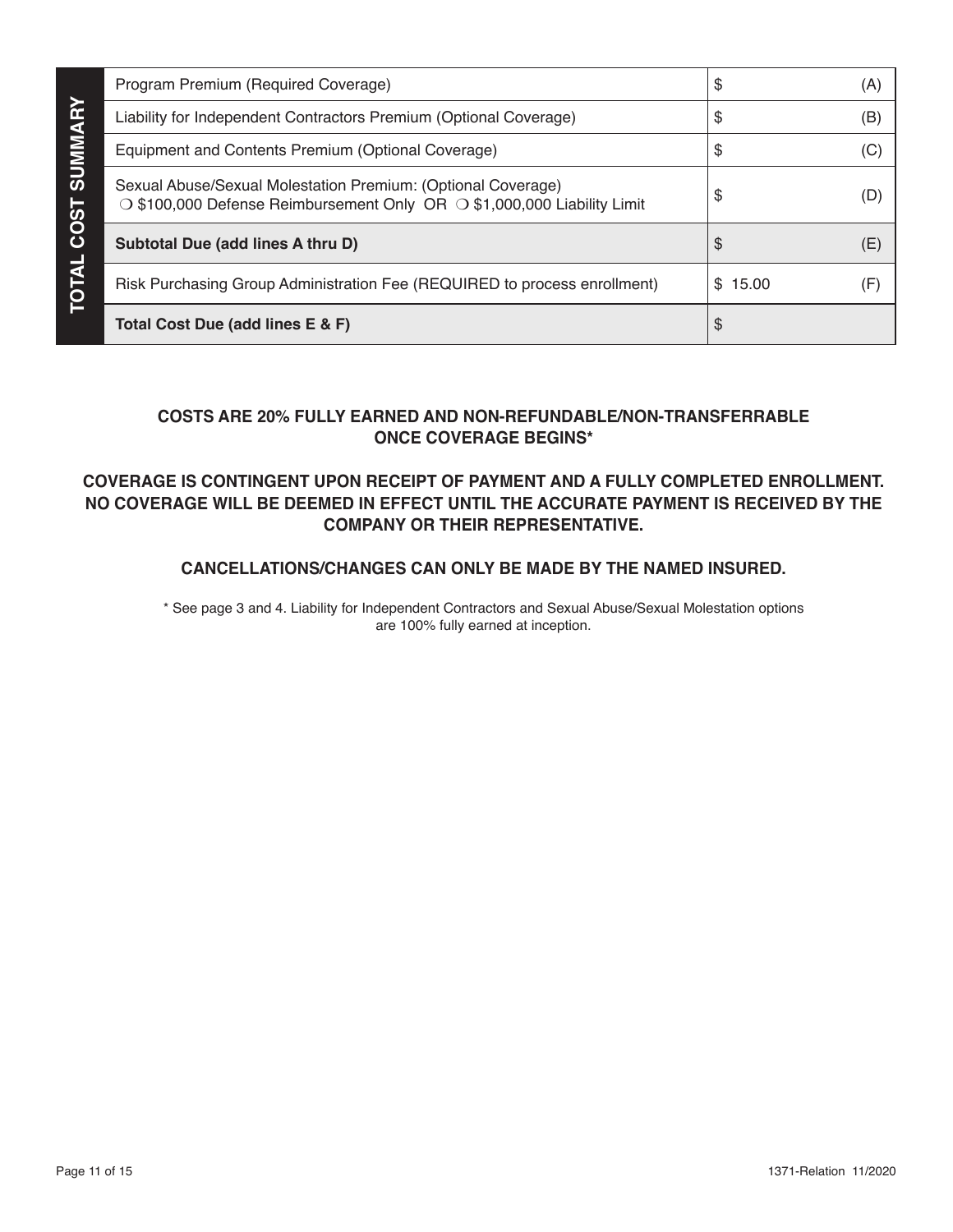## TOTAL COST SUMMARY

| Item | Amount | Line |
|---|---|---|
| Program Premium (Required Coverage) | $ | (A) |
| Liability for Independent Contractors Premium (Optional Coverage) | $ | (B) |
| Equipment and Contents Premium (Optional Coverage) | $ | (C) |
| Sexual Abuse/Sexual Molestation Premium: (Optional Coverage) ❍ $100,000 Defense Reimbursement Only OR ❍ $1,000,000 Liability Limit | $ | (D) |
| **Subtotal Due (add lines A thru D)** | $ | (E) |
| Risk Purchasing Group Administration Fee (REQUIRED to process enrollment) | $ 15.00 | (F) |
| **Total Cost Due (add lines E & F)** | $ | |

**COSTS ARE 20% FULLY EARNED AND NON-REFUNDABLE/NON-TRANSFERRABLE ONCE COVERAGE BEGINS***

**COVERAGE IS CONTINGENT UPON RECEIPT OF PAYMENT AND A FULLY COMPLETED ENROLLMENT. NO COVERAGE WILL BE DEEMED IN EFFECT UNTIL THE ACCURATE PAYMENT IS RECEIVED BY THE COMPANY OR THEIR REPRESENTATIVE.**

**CANCELLATIONS/CHANGES CAN ONLY BE MADE BY THE NAMED INSURED.**

* See page 3 and 4. Liability for Independent Contractors and Sexual Abuse/Sexual Molestation options are 100% fully earned at inception.

1371-Relation 11/2020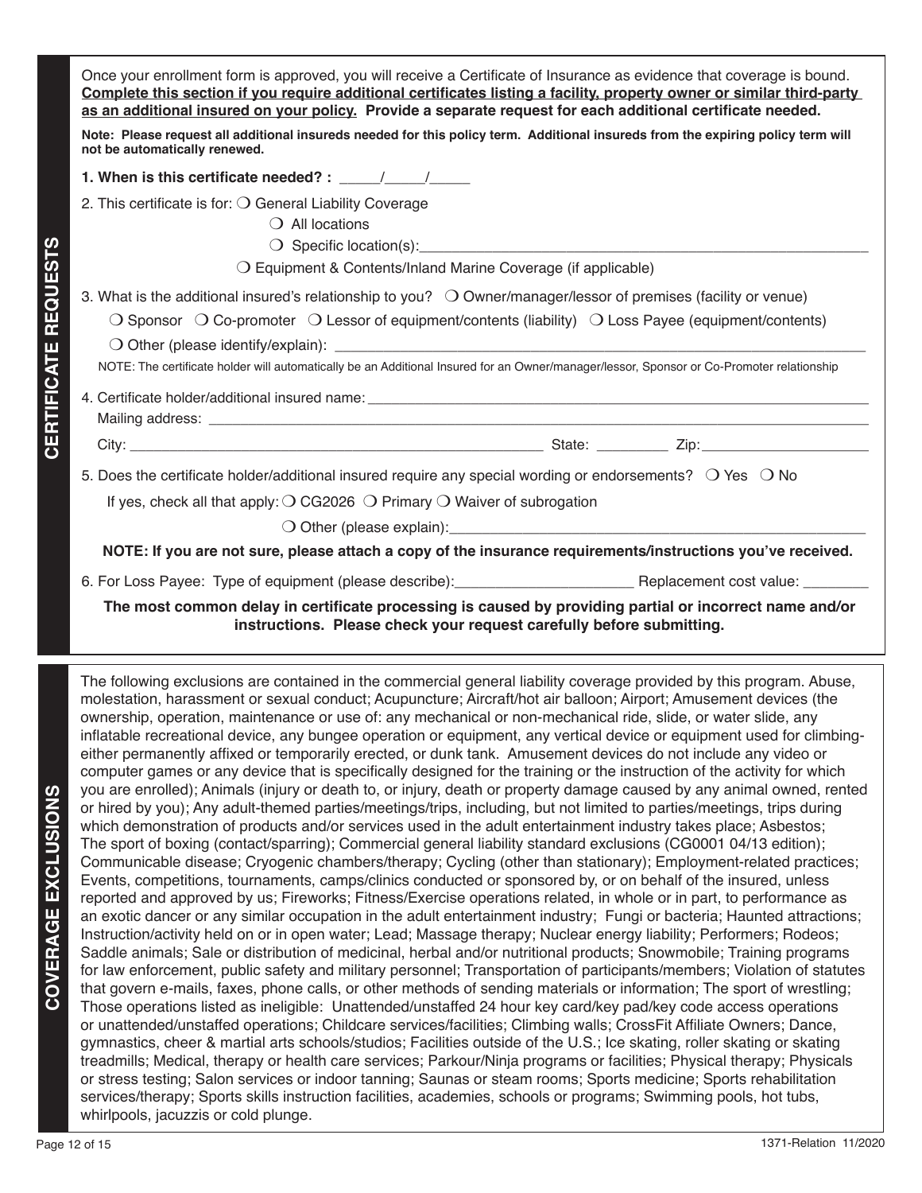## CERTIFICATE REQUESTS

Once your enrollment form is approved, you will receive a Certificate of Insurance as evidence that coverage is bound. **Complete this section if you require additional certificates listing a facility, property owner or similar third-party as an additional insured on your policy. Provide a separate request for each additional certificate needed.**

**Note: Please request all additional insureds needed for this policy term. Additional insureds from the expiring policy term will not be automatically renewed.**

**1. When is this certificate needed? : _____/_____/_____**

2. This certificate is for: ❍ General Liability Coverage

❍ All locations

❍ Specific location(s):________________________________________________

❍ Equipment & Contents/Inland Marine Coverage (if applicable)

3. What is the additional insured's relationship to you? ❍ Owner/manager/lessor of premises (facility or venue)

❍ Sponsor ❍ Co-promoter ❍ Lessor of equipment/contents (liability) ❍ Loss Payee (equipment/contents)

❍ Other (please identify/explain): ________________________________________________

NOTE: The certificate holder will automatically be an Additional Insured for an Owner/manager/lessor, Sponsor or Co-Promoter relationship

4. Certificate holder/additional insured name: ________________________________________________

Mailing address: ________________________________________________

City: ________________________________________ State: _________ Zip: ____________________

5. Does the certificate holder/additional insured require any special wording or endorsements? ❍ Yes ❍ No

If yes, check all that apply: ❍ CG2026 ❍ Primary ❍ Waiver of subrogation

❍ Other (please explain):________________________________________________

**NOTE: If you are not sure, please attach a copy of the insurance requirements/instructions you've received.**

6. For Loss Payee: Type of equipment (please describe):______________________ Replacement cost value: ________

**The most common delay in certificate processing is caused by providing partial or incorrect name and/or instructions. Please check your request carefully before submitting.**

## COVERAGE EXCLUSIONS

The following exclusions are contained in the commercial general liability coverage provided by this program. Abuse, molestation, harassment or sexual conduct; Acupuncture; Aircraft/hot air balloon; Airport; Amusement devices (the ownership, operation, maintenance or use of: any mechanical or non-mechanical ride, slide, or water slide, any inflatable recreational device, any bungee operation or equipment, any vertical device or equipment used for climbing- either permanently affixed or temporarily erected, or dunk tank. Amusement devices do not include any video or computer games or any device that is specifically designed for the training or the instruction of the activity for which you are enrolled); Animals (injury or death to, or injury, death or property damage caused by any animal owned, rented or hired by you); Any adult-themed parties/meetings/trips, including, but not limited to parties/meetings, trips during which demonstration of products and/or services used in the adult entertainment industry takes place; Asbestos; The sport of boxing (contact/sparring); Commercial general liability standard exclusions (CG0001 04/13 edition); Communicable disease; Cryogenic chambers/therapy; Cycling (other than stationary); Employment-related practices; Events, competitions, tournaments, camps/clinics conducted or sponsored by, or on behalf of the insured, unless reported and approved by us; Fireworks; Fitness/Exercise operations related, in whole or in part, to performance as an exotic dancer or any similar occupation in the adult entertainment industry; Fungi or bacteria; Haunted attractions; Instruction/activity held on or in open water; Lead; Massage therapy; Nuclear energy liability; Performers; Rodeos; Saddle animals; Sale or distribution of medicinal, herbal and/or nutritional products; Snowmobile; Training programs for law enforcement, public safety and military personnel; Transportation of participants/members; Violation of statutes that govern e-mails, faxes, phone calls, or other methods of sending materials or information; The sport of wrestling; Those operations listed as ineligible: Unattended/unstaffed 24 hour key card/key pad/key code access operations or unattended/unstaffed operations; Childcare services/facilities; Climbing walls; CrossFit Affiliate Owners; Dance, gymnastics, cheer & martial arts schools/studios; Facilities outside of the U.S.; Ice skating, roller skating or skating treadmills; Medical, therapy or health care services; Parkour/Ninja programs or facilities; Physical therapy; Physicals or stress testing; Salon services or indoor tanning; Saunas or steam rooms; Sports medicine; Sports rehabilitation services/therapy; Sports skills instruction facilities, academies, schools or programs; Swimming pools, hot tubs, whirlpools, jacuzzis or cold plunge.

1371-Relation 11/2020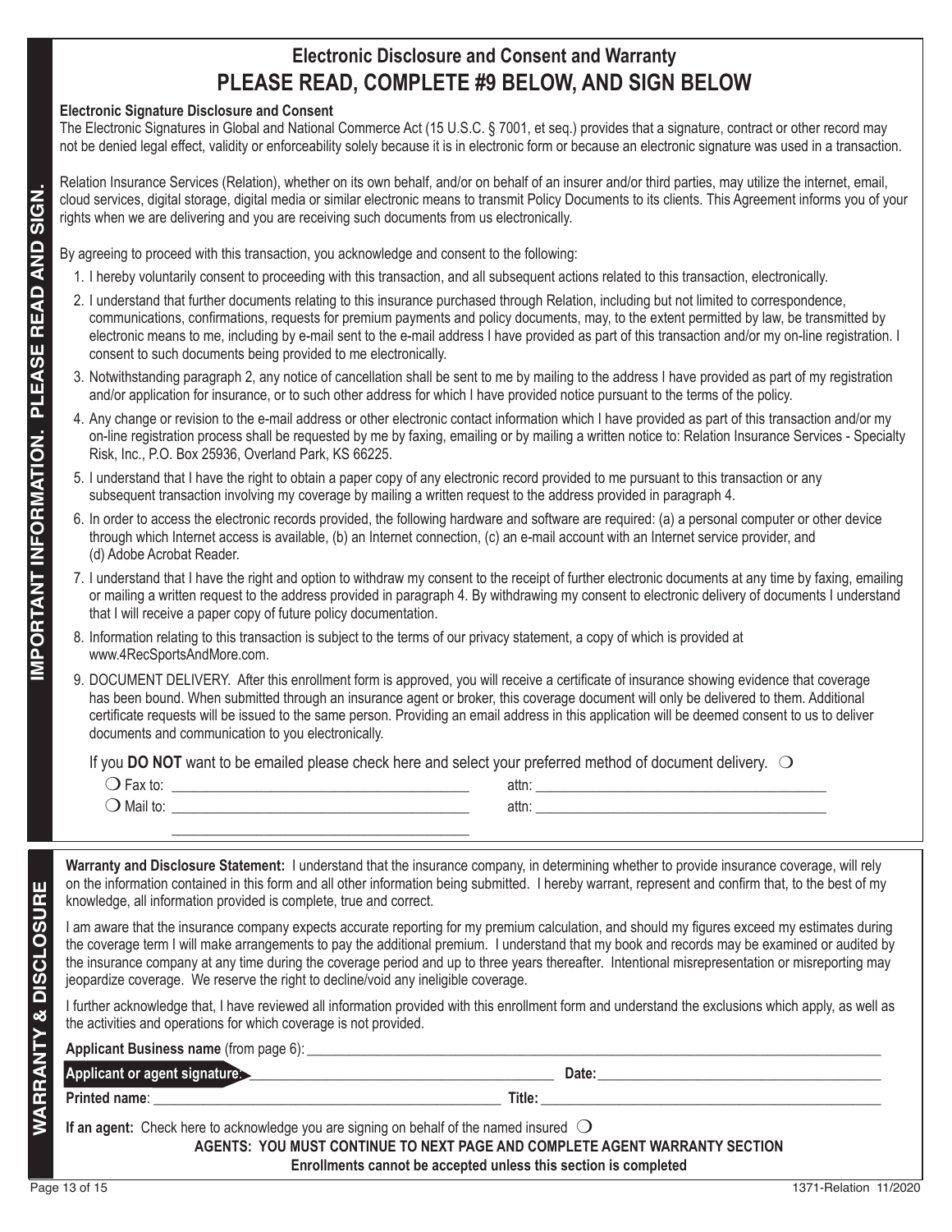# Electronic Disclosure and Consent and Warranty

## PLEASE READ, COMPLETE #9 BELOW, AND SIGN BELOW

**IMPORTANT INFORMATION. PLEASE READ AND SIGN.**

**Electronic Signature Disclosure and Consent**

The Electronic Signatures in Global and National Commerce Act (15 U.S.C. § 7001, et seq.) provides that a signature, contract or other record may not be denied legal effect, validity or enforceability solely because it is in electronic form or because an electronic signature was used in a transaction.

Relation Insurance Services (Relation), whether on its own behalf, and/or on behalf of an insurer and/or third parties, may utilize the internet, email, cloud services, digital storage, digital media or similar electronic means to transmit Policy Documents to its clients. This Agreement informs you of your rights when we are delivering and you are receiving such documents from us electronically.

By agreeing to proceed with this transaction, you acknowledge and consent to the following:

1. I hereby voluntarily consent to proceeding with this transaction, and all subsequent actions related to this transaction, electronically.
2. I understand that further documents relating to this insurance purchased through Relation, including but not limited to correspondence, communications, confirmations, requests for premium payments and policy documents, may, to the extent permitted by law, be transmitted by electronic means to me, including by e-mail sent to the e-mail address I have provided as part of this transaction and/or my on-line registration. I consent to such documents being provided to me electronically.
3. Notwithstanding paragraph 2, any notice of cancellation shall be sent to me by mailing to the address I have provided as part of my registration and/or application for insurance, or to such other address for which I have provided notice pursuant to the terms of the policy.
4. Any change or revision to the e-mail address or other electronic contact information which I have provided as part of this transaction and/or my on-line registration process shall be requested by me by faxing, emailing or by mailing a written notice to: Relation Insurance Services - Specialty Risk, Inc., P.O. Box 25936, Overland Park, KS 66225.
5. I understand that I have the right to obtain a paper copy of any electronic record provided to me pursuant to this transaction or any subsequent transaction involving my coverage by mailing a written request to the address provided in paragraph 4.
6. In order to access the electronic records provided, the following hardware and software are required: (a) a personal computer or other device through which Internet access is available, (b) an Internet connection, (c) an e-mail account with an Internet service provider, and (d) Adobe Acrobat Reader.
7. I understand that I have the right and option to withdraw my consent to the receipt of further electronic documents at any time by faxing, emailing or mailing a written request to the address provided in paragraph 4. By withdrawing my consent to electronic delivery of documents I understand that I will receive a paper copy of future policy documentation.
8. Information relating to this transaction is subject to the terms of our privacy statement, a copy of which is provided at www.4RecSportsAndMore.com.
9. DOCUMENT DELIVERY. After this enrollment form is approved, you will receive a certificate of insurance showing evidence that coverage has been bound. When submitted through an insurance agent or broker, this coverage document will only be delivered to them. Additional certificate requests will be issued to the same person. Providing an email address in this application will be deemed consent to us to deliver documents and communication to you electronically.

If you **DO NOT** want to be emailed please check here and select your preferred method of document delivery. ❍

❍ Fax to: ________________________________ attn: ________________________________

❍ Mail to: ________________________________ attn: ________________________________

________________________________

**WARRANTY & DISCLOSURE**

**Warranty and Disclosure Statement:** I understand that the insurance company, in determining whether to provide insurance coverage, will rely on the information contained in this form and all other information being submitted. I hereby warrant, represent and confirm that, to the best of my knowledge, all information provided is complete, true and correct.

I am aware that the insurance company expects accurate reporting for my premium calculation, and should my figures exceed my estimates during the coverage term I will make arrangements to pay the additional premium. I understand that my book and records may be examined or audited by the insurance company at any time during the coverage period and up to three years thereafter. Intentional misrepresentation or misreporting may jeopardize coverage. We reserve the right to decline/void any ineligible coverage.

I further acknowledge that, I have reviewed all information provided with this enrollment form and understand the exclusions which apply, as well as the activities and operations for which coverage is not provided.

**Applicant Business name** (from page 6): ________________________________

**Applicant or agent signature:** ________________________________ **Date:** ________________________________

**Printed name**: ________________________________ **Title:** ________________________________

**If an agent:** Check here to acknowledge you are signing on behalf of the named insured ❍

**AGENTS: YOU MUST CONTINUE TO NEXT PAGE AND COMPLETE AGENT WARRANTY SECTION**

**Enrollments cannot be accepted unless this section is completed**

1371-Relation 11/2020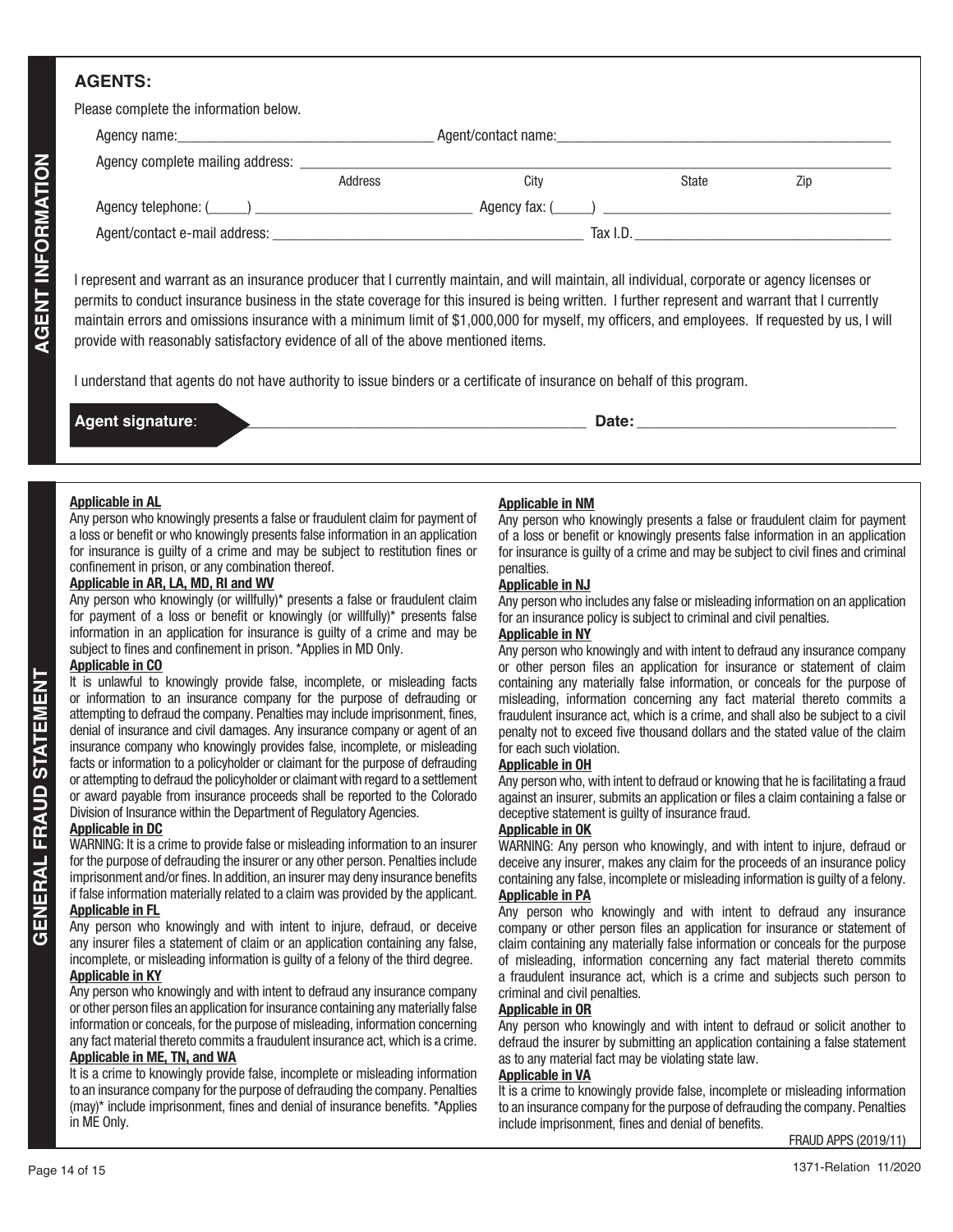## AGENT INFORMATION

### AGENTS:

Please complete the information below.

Agency name:\_\_\_\_\_\_\_\_\_\_\_\_\_\_\_\_\_\_\_\_ Agent/contact name:\_\_\_\_\_\_\_\_\_\_\_\_\_\_\_\_\_\_\_\_

Agency complete mailing address: \_\_\_\_\_\_\_\_\_\_\_\_\_\_\_\_\_\_\_\_
Address City State Zip

Agency telephone: (\_\_\_\_\_) \_\_\_\_\_\_\_\_\_\_\_\_\_\_\_\_\_\_\_\_ Agency fax: (\_\_\_\_\_) \_\_\_\_\_\_\_\_\_\_\_\_\_\_\_\_\_\_\_\_

Agent/contact e-mail address: \_\_\_\_\_\_\_\_\_\_\_\_\_\_\_\_\_\_\_\_ Tax I.D.\_\_\_\_\_\_\_\_\_\_\_\_\_\_\_\_\_\_\_\_

I represent and warrant as an insurance producer that I currently maintain, and will maintain, all individual, corporate or agency licenses or permits to conduct insurance business in the state coverage for this insured is being written. I further represent and warrant that I currently maintain errors and omissions insurance with a minimum limit of $1,000,000 for myself, my officers, and employees. If requested by us, I will provide with reasonably satisfactory evidence of all of the above mentioned items.

I understand that agents do not have authority to issue binders or a certificate of insurance on behalf of this program.

**Agent signature**: \_\_\_\_\_\_\_\_\_\_\_\_\_\_\_\_\_\_\_\_ **Date:** \_\_\_\_\_\_\_\_\_\_\_\_\_\_\_\_\_\_\_\_

## GENERAL FRAUD STATEMENT

**Applicable in AL**
Any person who knowingly presents a false or fraudulent claim for payment of a loss or benefit or who knowingly presents false information in an application for insurance is guilty of a crime and may be subject to restitution fines or confinement in prison, or any combination thereof.

**Applicable in AR, LA, MD, RI and WV**
Any person who knowingly (or willfully)* presents a false or fraudulent claim for payment of a loss or benefit or knowingly (or willfully)* presents false information in an application for insurance is guilty of a crime and may be subject to fines and confinement in prison. *Applies in MD Only.

**Applicable in CO**
It is unlawful to knowingly provide false, incomplete, or misleading facts or information to an insurance company for the purpose of defrauding or attempting to defraud the company. Penalties may include imprisonment, fines, denial of insurance and civil damages. Any insurance company or agent of an insurance company who knowingly provides false, incomplete, or misleading facts or information to a policyholder or claimant for the purpose of defrauding or attempting to defraud the policyholder or claimant with regard to a settlement or award payable from insurance proceeds shall be reported to the Colorado Division of Insurance within the Department of Regulatory Agencies.

**Applicable in DC**
WARNING: It is a crime to provide false or misleading information to an insurer for the purpose of defrauding the insurer or any other person. Penalties include imprisonment and/or fines. In addition, an insurer may deny insurance benefits if false information materially related to a claim was provided by the applicant.

**Applicable in FL**
Any person who knowingly and with intent to injure, defraud, or deceive any insurer files a statement of claim or an application containing any false, incomplete, or misleading information is guilty of a felony of the third degree.

**Applicable in KY**
Any person who knowingly and with intent to defraud any insurance company or other person files an application for insurance containing any materially false information or conceals, for the purpose of misleading, information concerning any fact material thereto commits a fraudulent insurance act, which is a crime.

**Applicable in ME, TN, and WA**
It is a crime to knowingly provide false, incomplete or misleading information to an insurance company for the purpose of defrauding the company. Penalties (may)* include imprisonment, fines and denial of insurance benefits. *Applies in ME Only.

**Applicable in NM**
Any person who knowingly presents a false or fraudulent claim for payment of a loss or benefit or knowingly presents false information in an application for insurance is guilty of a crime and may be subject to civil fines and criminal penalties.

**Applicable in NJ**
Any person who includes any false or misleading information on an application for an insurance policy is subject to criminal and civil penalties.

**Applicable in NY**
Any person who knowingly and with intent to defraud any insurance company or other person files an application for insurance or statement of claim containing any materially false information, or conceals for the purpose of misleading, information concerning any fact material thereto commits a fraudulent insurance act, which is a crime, and shall also be subject to a civil penalty not to exceed five thousand dollars and the stated value of the claim for each such violation.

**Applicable in OH**
Any person who, with intent to defraud or knowing that he is facilitating a fraud against an insurer, submits an application or files a claim containing a false or deceptive statement is guilty of insurance fraud.

**Applicable in OK**
WARNING: Any person who knowingly, and with intent to injure, defraud or deceive any insurer, makes any claim for the proceeds of an insurance policy containing any false, incomplete or misleading information is guilty of a felony.

**Applicable in PA**
Any person who knowingly and with intent to defraud any insurance company or other person files an application for insurance or statement of claim containing any materially false information or conceals for the purpose of misleading, information concerning any fact material thereto commits a fraudulent insurance act, which is a crime and subjects such person to criminal and civil penalties.

**Applicable in OR**
Any person who knowingly and with intent to defraud or solicit another to defraud the insurer by submitting an application containing a false statement as to any material fact may be violating state law.

**Applicable in VA**
It is a crime to knowingly provide false, incomplete or misleading information to an insurance company for the purpose of defrauding the company. Penalties include imprisonment, fines and denial of benefits.

FRAUD APPS (2019/11)

1371-Relation 11/2020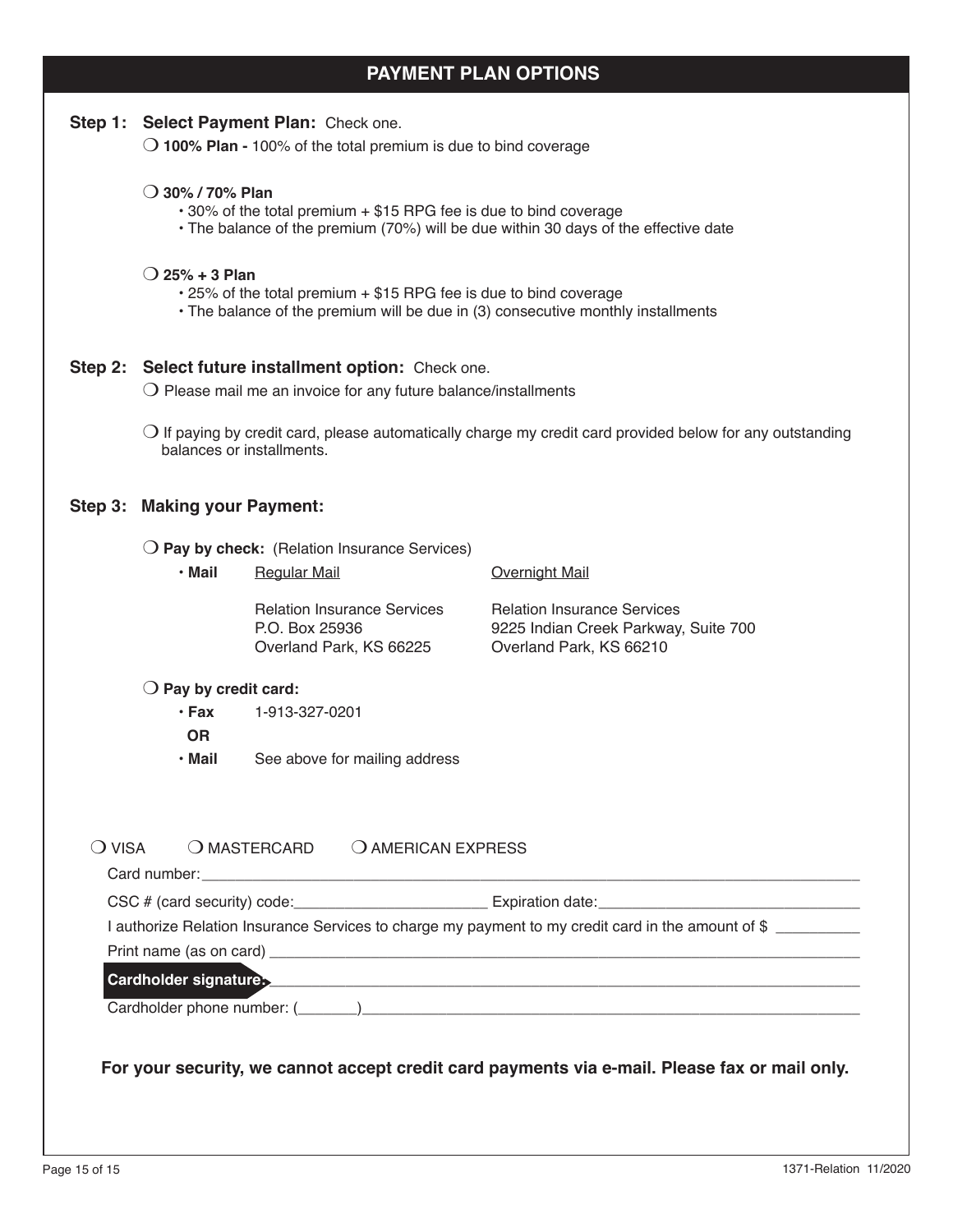## PAYMENT PLAN OPTIONS

**Step 1: Select Payment Plan:** Check one.

❍ **100% Plan -** 100% of the total premium is due to bind coverage

❍ **30% / 70% Plan**

- 30% of the total premium + $15 RPG fee is due to bind coverage
- The balance of the premium (70%) will be due within 30 days of the effective date

❍ **25% + 3 Plan**

- 25% of the total premium + $15 RPG fee is due to bind coverage
- The balance of the premium will be due in (3) consecutive monthly installments

**Step 2: Select future installment option:** Check one.

❍ Please mail me an invoice for any future balance/installments

❍ If paying by credit card, please automatically charge my credit card provided below for any outstanding balances or installments.

**Step 3: Making your Payment:**

❍ **Pay by check:** (Relation Insurance Services)

- **Mail**

| Regular Mail | Overnight Mail |
|---|---|
| Relation Insurance Services<br>P.O. Box 25936<br>Overland Park, KS 66225 | Relation Insurance Services<br>9225 Indian Creek Parkway, Suite 700<br>Overland Park, KS 66210 |

❍ **Pay by credit card:**

- **Fax** 1-913-327-0201

**OR**

- **Mail** See above for mailing address

❍ VISA ❍ MASTERCARD ❍ AMERICAN EXPRESS

Card number: ______________________________

CSC # (card security) code: ______________________ Expiration date: ______________________

I authorize Relation Insurance Services to charge my payment to my credit card in the amount of $ __________

Print name (as on card) ______________________________

**Cardholder signature:** ______________________________

Cardholder phone number: (_______)______________________________

**For your security, we cannot accept credit card payments via e-mail. Please fax or mail only.**

1371-Relation 11/2020